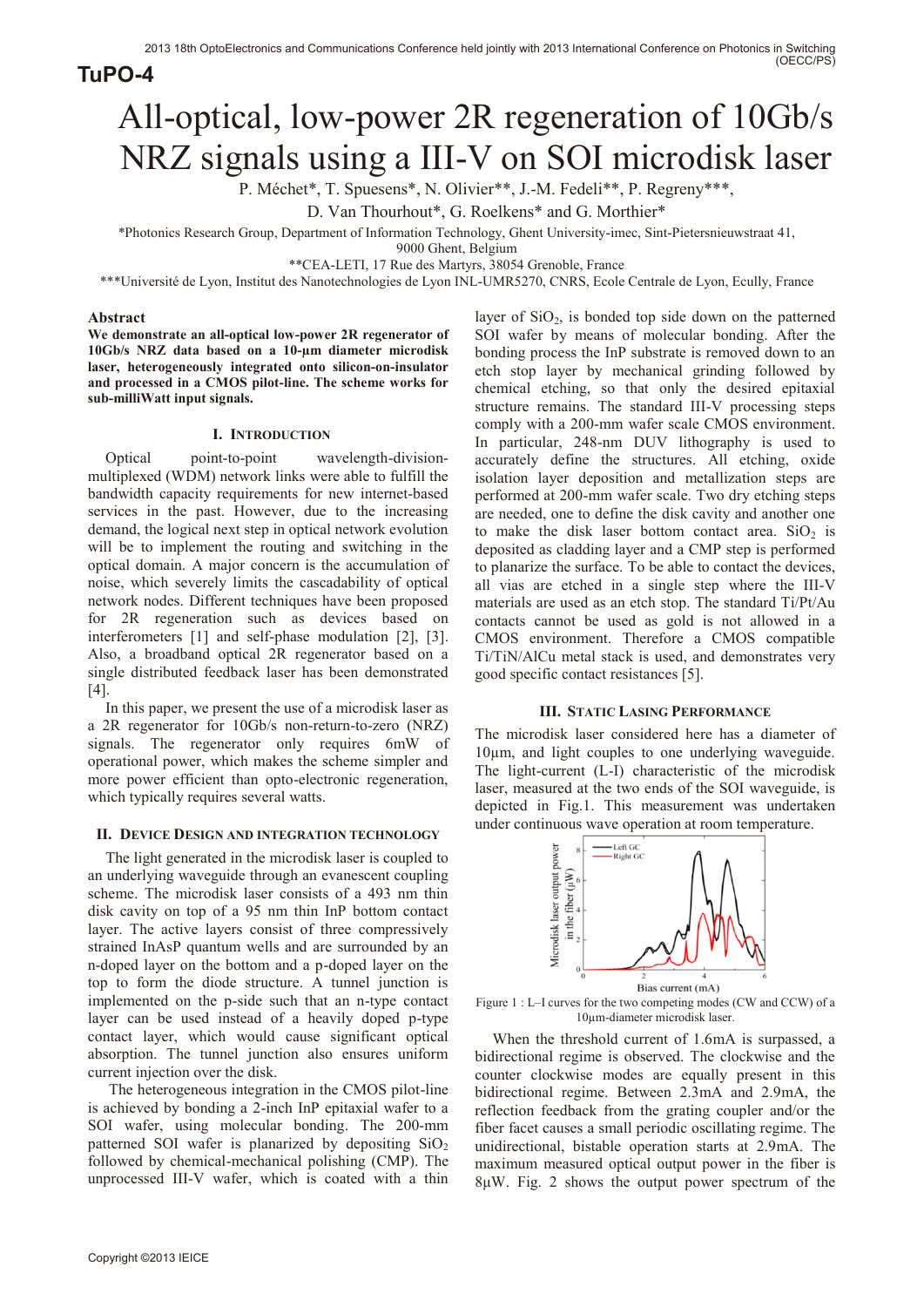TuPO-4

# All-optical, low-power 2R regeneration of 10Gb/s NRZ signals using a III-V on SOI microdisk laser

P. Méchet*, T. Spuesens*, N. Olivier**, J.-M. Fedeli**, P. Regreny***, D. Van Thourhout*, G. Roelkens* and G. Morthier*

*Photonics Research Group, Department of Information Technology, Ghent University-imec, Sint-Pietersnieuwstraat 41, 9000 Ghent, Belgium

**CEA-LETI, 17 Rue des Martyrs, 38054 Grenoble, France

***Université de Lyon, Institut des Nanotechnologies de Lyon INL-UMR5270, CNRS, Ecole Centrale de Lyon, Ecully, France

## Abstract

**We demonstrate an all-optical low-power 2R regenerator of 10Gb/s NRZ data based on a 10-µm diameter microdisk laser, heterogeneously integrated onto silicon-on-insulator and processed in a CMOS pilot-line. The scheme works for sub-milliWatt input signals.**

## I. Introduction

Optical point-to-point wavelength-division-multiplexed (WDM) network links were able to fulfill the bandwidth capacity requirements for new internet-based services in the past. However, due to the increasing demand, the logical next step in optical network evolution will be to implement the routing and switching in the optical domain. A major concern is the accumulation of noise, which severely limits the cascadability of optical network nodes. Different techniques have been proposed for 2R regeneration such as devices based on interferometers [1] and self-phase modulation [2], [3]. Also, a broadband optical 2R regenerator based on a single distributed feedback laser has been demonstrated [4].

In this paper, we present the use of a microdisk laser as a 2R regenerator for 10Gb/s non-return-to-zero (NRZ) signals. The regenerator only requires 6mW of operational power, which makes the scheme simpler and more power efficient than opto-electronic regeneration, which typically requires several watts.

## II. Device Design and Integration Technology

The light generated in the microdisk laser is coupled to an underlying waveguide through an evanescent coupling scheme. The microdisk laser consists of a 493 nm thin disk cavity on top of a 95 nm thin InP bottom contact layer. The active layers consist of three compressively strained InAsP quantum wells and are surrounded by an n-doped layer on the bottom and a p-doped layer on the top to form the diode structure. A tunnel junction is implemented on the p-side such that an n-type contact layer can be used instead of a heavily doped p-type contact layer, which would cause significant optical absorption. The tunnel junction also ensures uniform current injection over the disk.

The heterogeneous integration in the CMOS pilot-line is achieved by bonding a 2-inch InP epitaxial wafer to a SOI wafer, using molecular bonding. The 200-mm patterned SOI wafer is planarized by depositing $SiO_2$ followed by chemical-mechanical polishing (CMP). The unprocessed III-V wafer, which is coated with a thin layer of $SiO_2$, is bonded top side down on the patterned SOI wafer by means of molecular bonding. After the bonding process the InP substrate is removed down to an etch stop layer by mechanical grinding followed by chemical etching, so that only the desired epitaxial structure remains. The standard III-V processing steps comply with a 200-mm wafer scale CMOS environment. In particular, 248-nm DUV lithography is used to accurately define the structures. All etching, oxide isolation layer deposition and metallization steps are performed at 200-mm wafer scale. Two dry etching steps are needed, one to define the disk cavity and another one to make the disk laser bottom contact area. $SiO_2$ is deposited as cladding layer and a CMP step is performed to planarize the surface. To be able to contact the devices, all vias are etched in a single step where the III-V materials are used as an etch stop. The standard Ti/Pt/Au contacts cannot be used as gold is not allowed in a CMOS environment. Therefore a CMOS compatible Ti/TiN/AlCu metal stack is used, and demonstrates very good specific contact resistances [5].

## III. Static Lasing Performance

The microdisk laser considered here has a diameter of 10µm, and light couples to one underlying waveguide. The light-current (L-I) characteristic of the microdisk laser, measured at the two ends of the SOI waveguide, is depicted in Fig.1. This measurement was undertaken under continuous wave operation at room temperature.

Figure 1 : L–I curves for the two competing modes (CW and CCW) of a 10µm-diameter microdisk laser.

When the threshold current of 1.6mA is surpassed, a bidirectional regime is observed. The clockwise and the counter clockwise modes are equally present in this bidirectional regime. Between 2.3mA and 2.9mA, the reflection feedback from the grating coupler and/or the fiber facet causes a small periodic oscillating regime. The unidirectional, bistable operation starts at 2.9mA. The maximum measured optical output power in the fiber is 8µW. Fig. 2 shows the output power spectrum of the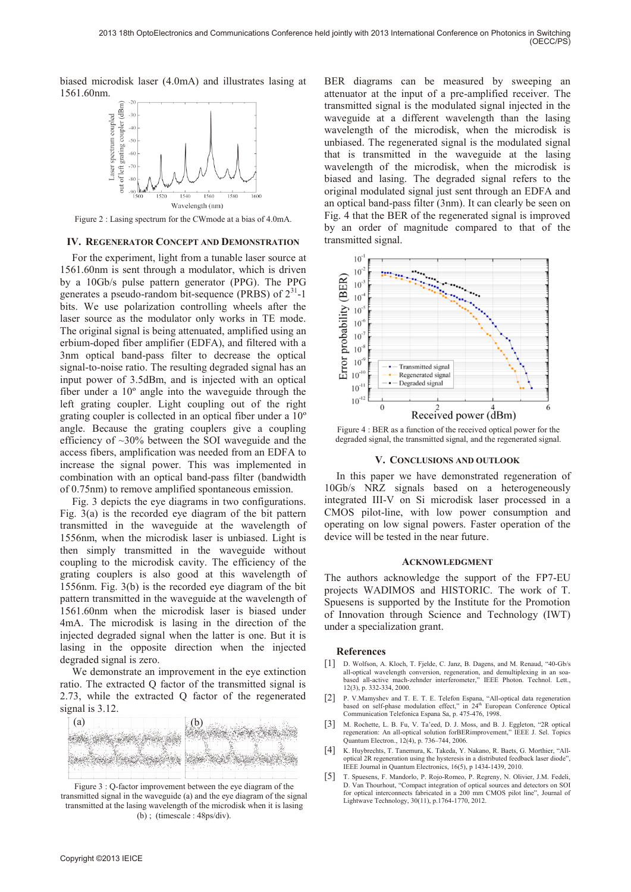biased microdisk laser (4.0mA) and illustrates lasing at 1561.60nm.

Laser spectrum coupled out of left grating coupler (dBm)
-20
-30
-40
-50
-60
-70
-80
-90
1500 1520 1540 1560 1580 1600
Wavelength (nm)

Figure 2 : Lasing spectrum for the CWmode at a bias of 4.0mA.

## IV. Regenerator Concept and Demonstration

For the experiment, light from a tunable laser source at 1561.60nm is sent through a modulator, which is driven by a 10Gb/s pulse pattern generator (PPG). The PPG generates a pseudo-random bit-sequence (PRBS) of $2^{31}$-1 bits. We use polarization controlling wheels after the laser source as the modulator only works in TE mode. The original signal is being attenuated, amplified using an erbium-doped fiber amplifier (EDFA), and filtered with a 3nm optical band-pass filter to decrease the optical signal-to-noise ratio. The resulting degraded signal has an input power of 3.5dBm, and is injected with an optical fiber under a 10º angle into the waveguide through the left grating coupler. Light coupling out of the right grating coupler is collected in an optical fiber under a 10º angle. Because the grating couplers give a coupling efficiency of ~30% between the SOI waveguide and the access fibers, amplification was needed from an EDFA to increase the signal power. This was implemented in combination with an optical band-pass filter (bandwidth of 0.75nm) to remove amplified spontaneous emission.

Fig. 3 depicts the eye diagrams in two configurations. Fig. 3(a) is the recorded eye diagram of the bit pattern transmitted in the waveguide at the wavelength of 1556nm, when the microdisk laser is unbiased. Light is then simply transmitted in the waveguide without coupling to the microdisk cavity. The efficiency of the grating couplers is also good at this wavelength of 1556nm. Fig. 3(b) is the recorded eye diagram of the bit pattern transmitted in the waveguide at the wavelength of 1561.60nm when the microdisk laser is biased under 4mA. The microdisk is lasing in the direction of the injected degraded signal when the latter is one. But it is lasing in the opposite direction when the injected degraded signal is zero.

We demonstrate an improvement in the eye extinction ratio. The extracted Q factor of the transmitted signal is 2.73, while the extracted Q factor of the regenerated signal is 3.12.

(a) (b)

Figure 3 : Q-factor improvement between the eye diagram of the transmitted signal in the waveguide (a) and the eye diagram of the signal transmitted at the lasing wavelength of the microdisk when it is lasing (b) ; (timescale : 48ps/div).

BER diagrams can be measured by sweeping an attenuator at the input of a pre-amplified receiver. The transmitted signal is the modulated signal injected in the waveguide at a different wavelength than the lasing wavelength of the microdisk, when the microdisk is unbiased. The regenerated signal is the modulated signal that is transmitted in the waveguide at the lasing wavelength of the microdisk, when the microdisk is biased and lasing. The degraded signal refers to the original modulated signal just sent through an EDFA and an optical band-pass filter (3nm). It can clearly be seen on Fig. 4 that the BER of the regenerated signal is improved by an order of magnitude compared to that of the transmitted signal.

Error probability (BER)
$10^{-1}$
$10^{-2}$
$10^{-3}$
$10^{-4}$
$10^{-5}$
$10^{-6}$
$10^{-7}$
$10^{-8}$
$10^{-9}$
$10^{-10}$
$10^{-11}$
$10^{-12}$
0 2 4 6
Received power (dBm)
Transmitted signal
Regenerated signal
Degraded signal

Figure 4 : BER as a function of the received optical power for the degraded signal, the transmitted signal, and the regenerated signal.

## V. Conclusions and Outlook

In this paper we have demonstrated regeneration of 10Gb/s NRZ signals based on a heterogeneously integrated III-V on Si microdisk laser processed in a CMOS pilot-line, with low power consumption and operating on low signal powers. Faster operation of the device will be tested in the near future.

## Acknowledgment

The authors acknowledge the support of the FP7-EU projects WADIMOS and HISTORIC. The work of T. Spuesens is supported by the Institute for the Promotion of Innovation through Science and Technology (IWT) under a specialization grant.

## References

[1] D. Wolfson, A. Kloch, T. Fjelde, C. Janz, B. Dagens, and M. Renaud, "40-Gb/s all-optical wavelength conversion, regeneration, and demultiplexing in an soa-based all-active mach-zehnder interferometer," IEEE Photon. Technol. Lett., 12(3), p. 332-334, 2000.

[2] P. V.Mamyshev and T. E. T. E. Telefon Espana, "All-optical data regeneration based on self-phase modulation effect," in 24th European Conference Optical Communication Telefonica Espana Sa, p. 475-476, 1998.

[3] M. Rochette, L. B. Fu, V. Ta'eed, D. J. Moss, and B. J. Eggleton, "2R optical regeneration: An all-optical solution forBERimprovement," IEEE J. Sel. Topics Quantum Electron., 12(4), p. 736–744, 2006.

[4] K. Huybrechts, T. Tanemura, K. Takeda, Y. Nakano, R. Baets, G. Morthier, "All-optical 2R regeneration using the hysteresis in a distributed feedback laser diode", IEEE Journal in Quantum Electronics, 16(5), p 1434-1439, 2010.

[5] T. Spuesens, F. Mandorlo, P. Rojo-Romeo, P. Regreny, N. Olivier, J.M. Fedeli, D. Van Thourhout, "Compact integration of optical sources and detectors on SOI for optical interconnects fabricated in a 200 mm CMOS pilot line", Journal of Lightwave Technology, 30(11), p.1764-1770, 2012.